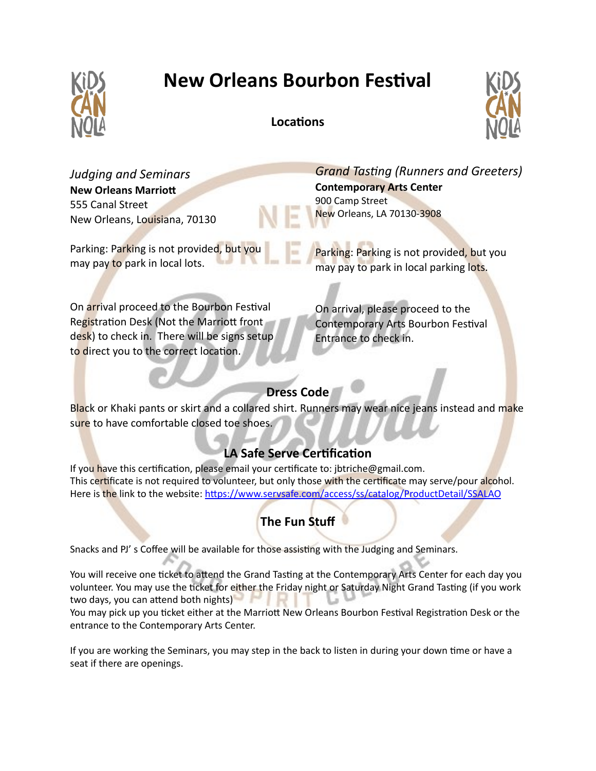# New Orleans Bourbon Festival

## Locations

*Judging and Seminars*
**New Orleans Marriott**
555 Canal Street
New Orleans, Louisiana, 70130

Parking: Parking is not provided, but you may pay to park in local lots.

On arrival proceed to the Bourbon Festival Registration Desk (Not the Marriott front desk) to check in. There will be signs setup to direct you to the correct location.

*Grand Tasting (Runners and Greeters)*
**Contemporary Arts Center**
900 Camp Street
New Orleans, LA 70130-3908

Parking: Parking is not provided, but you may pay to park in local parking lots.

On arrival, please proceed to the Contemporary Arts Bourbon Festival Entrance to check in.

## Dress Code

Black or Khaki pants or skirt and a collared shirt. Runners may wear nice jeans instead and make sure to have comfortable closed toe shoes.

## LA Safe Serve Certification

If you have this certification, please email your certificate to: jbtriche@gmail.com.
This certificate is not required to volunteer, but only those with the certificate may serve/pour alcohol.
Here is the link to the website: https://www.servsafe.com/access/ss/catalog/ProductDetail/SSALAO

## The Fun Stuff

Snacks and PJ' s Coffee will be available for those assisting with the Judging and Seminars.

You will receive one ticket to attend the Grand Tasting at the Contemporary Arts Center for each day you volunteer. You may use the ticket for either the Friday night or Saturday Night Grand Tasting (if you work two days, you can attend both nights)
You may pick up you ticket either at the Marriott New Orleans Bourbon Festival Registration Desk or the entrance to the Contemporary Arts Center.

If you are working the Seminars, you may step in the back to listen in during your down time or have a seat if there are openings.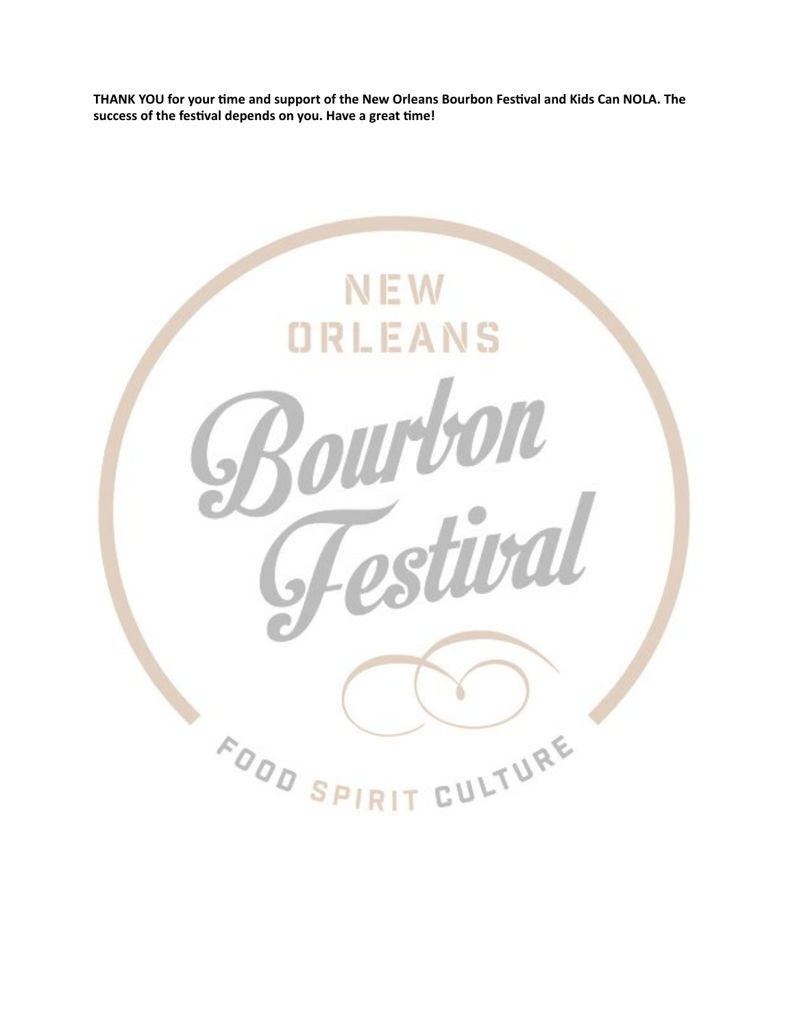**THANK YOU for your time and support of the New Orleans Bourbon Festival and Kids Can NOLA. The success of the festival depends on you. Have a great time!**

NEW ORLEANS

Bourbon Festival

FOOD SPIRIT CULTURE